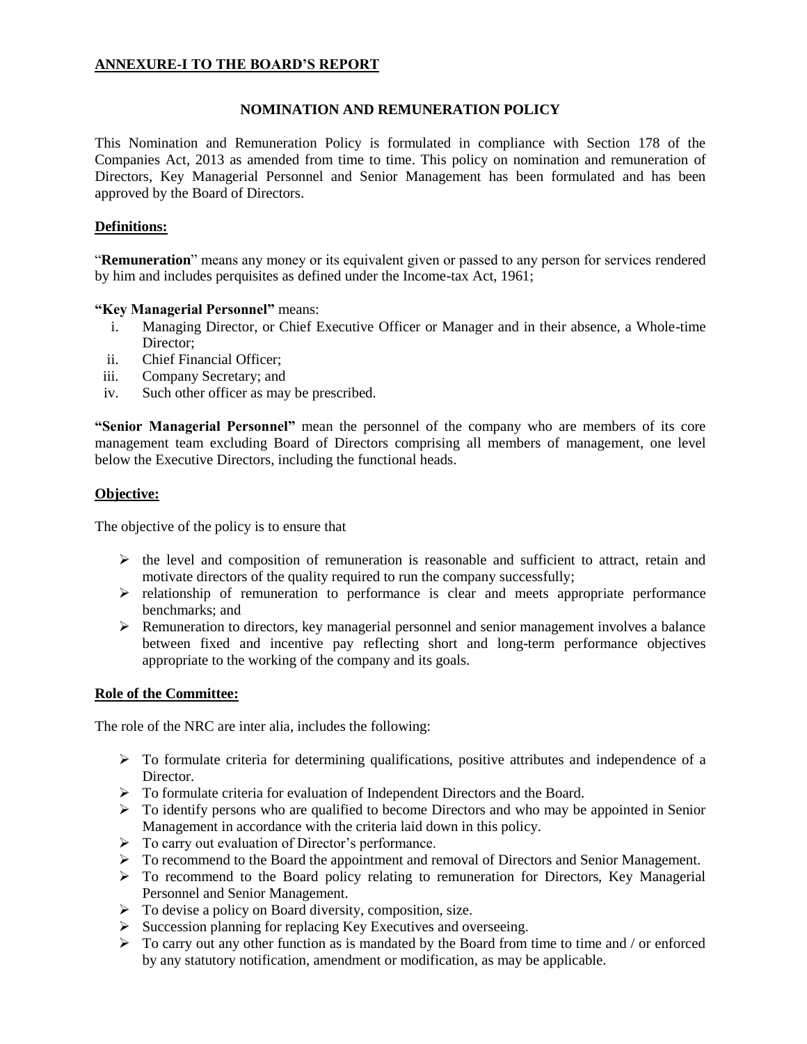## ANNEXURE-I TO THE BOARD'S REPORT

### NOMINATION AND REMUNERATION POLICY

This Nomination and Remuneration Policy is formulated in compliance with Section 178 of the Companies Act, 2013 as amended from time to time. This policy on nomination and remuneration of Directors, Key Managerial Personnel and Senior Management has been formulated and has been approved by the Board of Directors.

**Definitions:**

"**Remuneration**" means any money or its equivalent given or passed to any person for services rendered by him and includes perquisites as defined under the Income-tax Act, 1961;

**"Key Managerial Personnel"** means:

i. Managing Director, or Chief Executive Officer or Manager and in their absence, a Whole-time Director;
ii. Chief Financial Officer;
iii. Company Secretary; and
iv. Such other officer as may be prescribed.

**"Senior Managerial Personnel"** mean the personnel of the company who are members of its core management team excluding Board of Directors comprising all members of management, one level below the Executive Directors, including the functional heads.

**Objective:**

The objective of the policy is to ensure that

- the level and composition of remuneration is reasonable and sufficient to attract, retain and motivate directors of the quality required to run the company successfully;
- relationship of remuneration to performance is clear and meets appropriate performance benchmarks; and
- Remuneration to directors, key managerial personnel and senior management involves a balance between fixed and incentive pay reflecting short and long-term performance objectives appropriate to the working of the company and its goals.

**Role of the Committee:**

The role of the NRC are inter alia, includes the following:

- To formulate criteria for determining qualifications, positive attributes and independence of a Director.
- To formulate criteria for evaluation of Independent Directors and the Board.
- To identify persons who are qualified to become Directors and who may be appointed in Senior Management in accordance with the criteria laid down in this policy.
- To carry out evaluation of Director's performance.
- To recommend to the Board the appointment and removal of Directors and Senior Management.
- To recommend to the Board policy relating to remuneration for Directors, Key Managerial Personnel and Senior Management.
- To devise a policy on Board diversity, composition, size.
- Succession planning for replacing Key Executives and overseeing.
- To carry out any other function as is mandated by the Board from time to time and / or enforced by any statutory notification, amendment or modification, as may be applicable.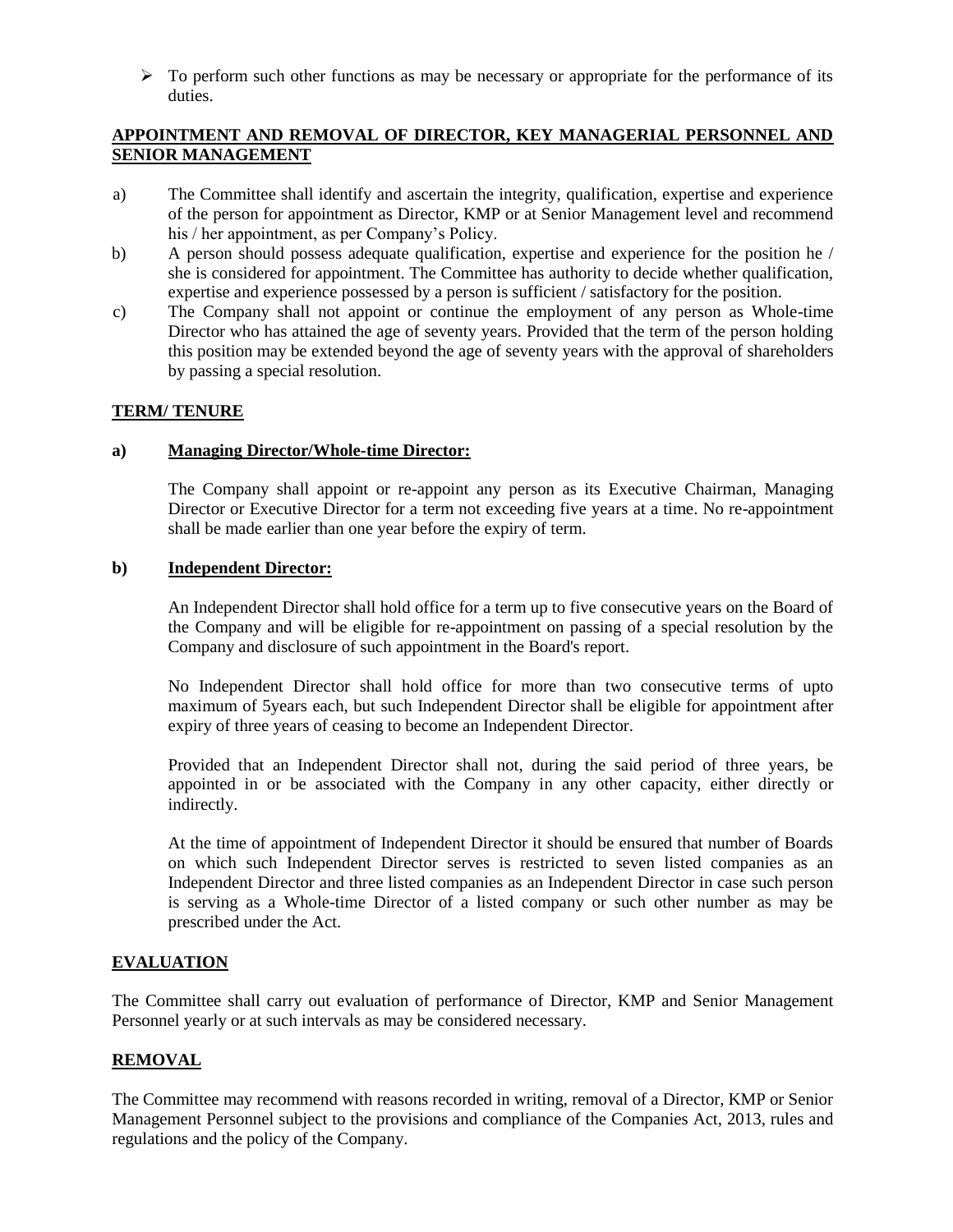- To perform such other functions as may be necessary or appropriate for the performance of its duties.

## APPOINTMENT AND REMOVAL OF DIRECTOR, KEY MANAGERIAL PERSONNEL AND SENIOR MANAGEMENT

a) The Committee shall identify and ascertain the integrity, qualification, expertise and experience of the person for appointment as Director, KMP or at Senior Management level and recommend his / her appointment, as per Company's Policy.

b) A person should possess adequate qualification, expertise and experience for the position he / she is considered for appointment. The Committee has authority to decide whether qualification, expertise and experience possessed by a person is sufficient / satisfactory for the position.

c) The Company shall not appoint or continue the employment of any person as Whole-time Director who has attained the age of seventy years. Provided that the term of the person holding this position may be extended beyond the age of seventy years with the approval of shareholders by passing a special resolution.

## TERM/ TENURE

### a) Managing Director/Whole-time Director:

The Company shall appoint or re-appoint any person as its Executive Chairman, Managing Director or Executive Director for a term not exceeding five years at a time. No re-appointment shall be made earlier than one year before the expiry of term.

### b) Independent Director:

An Independent Director shall hold office for a term up to five consecutive years on the Board of the Company and will be eligible for re-appointment on passing of a special resolution by the Company and disclosure of such appointment in the Board's report.

No Independent Director shall hold office for more than two consecutive terms of upto maximum of 5years each, but such Independent Director shall be eligible for appointment after expiry of three years of ceasing to become an Independent Director.

Provided that an Independent Director shall not, during the said period of three years, be appointed in or be associated with the Company in any other capacity, either directly or indirectly.

At the time of appointment of Independent Director it should be ensured that number of Boards on which such Independent Director serves is restricted to seven listed companies as an Independent Director and three listed companies as an Independent Director in case such person is serving as a Whole-time Director of a listed company or such other number as may be prescribed under the Act.

## EVALUATION

The Committee shall carry out evaluation of performance of Director, KMP and Senior Management Personnel yearly or at such intervals as may be considered necessary.

## REMOVAL

The Committee may recommend with reasons recorded in writing, removal of a Director, KMP or Senior Management Personnel subject to the provisions and compliance of the Companies Act, 2013, rules and regulations and the policy of the Company.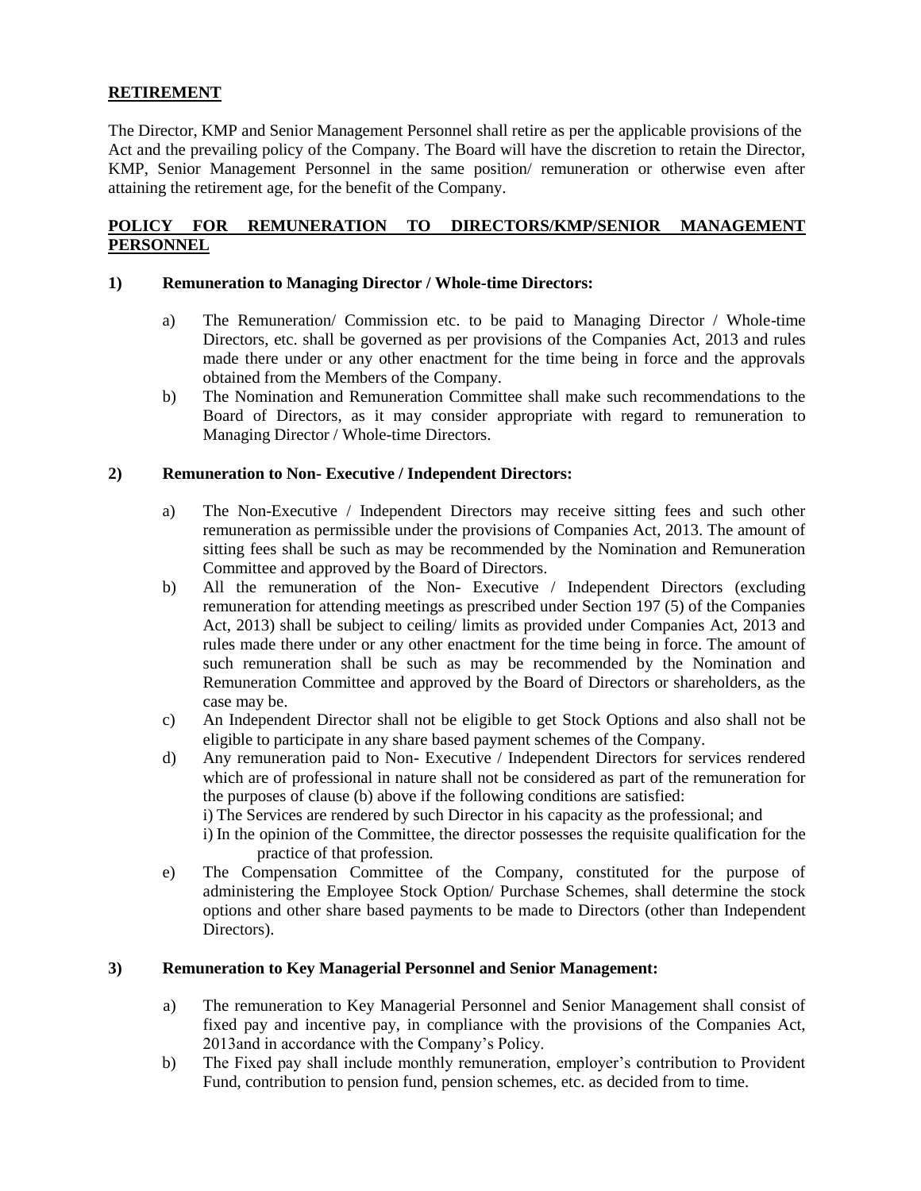## RETIREMENT

The Director, KMP and Senior Management Personnel shall retire as per the applicable provisions of the Act and the prevailing policy of the Company. The Board will have the discretion to retain the Director, KMP, Senior Management Personnel in the same position/ remuneration or otherwise even after attaining the retirement age, for the benefit of the Company.

## POLICY FOR REMUNERATION TO DIRECTORS/KMP/SENIOR MANAGEMENT PERSONNEL

### 1) Remuneration to Managing Director / Whole-time Directors:

a) The Remuneration/ Commission etc. to be paid to Managing Director / Whole-time Directors, etc. shall be governed as per provisions of the Companies Act, 2013 and rules made there under or any other enactment for the time being in force and the approvals obtained from the Members of the Company.

b) The Nomination and Remuneration Committee shall make such recommendations to the Board of Directors, as it may consider appropriate with regard to remuneration to Managing Director / Whole-time Directors.

### 2) Remuneration to Non- Executive / Independent Directors:

a) The Non-Executive / Independent Directors may receive sitting fees and such other remuneration as permissible under the provisions of Companies Act, 2013. The amount of sitting fees shall be such as may be recommended by the Nomination and Remuneration Committee and approved by the Board of Directors.

b) All the remuneration of the Non- Executive / Independent Directors (excluding remuneration for attending meetings as prescribed under Section 197 (5) of the Companies Act, 2013) shall be subject to ceiling/ limits as provided under Companies Act, 2013 and rules made there under or any other enactment for the time being in force. The amount of such remuneration shall be such as may be recommended by the Nomination and Remuneration Committee and approved by the Board of Directors or shareholders, as the case may be.

c) An Independent Director shall not be eligible to get Stock Options and also shall not be eligible to participate in any share based payment schemes of the Company.

d) Any remuneration paid to Non- Executive / Independent Directors for services rendered which are of professional in nature shall not be considered as part of the remuneration for the purposes of clause (b) above if the following conditions are satisfied:

   i) The Services are rendered by such Director in his capacity as the professional; and

   i) In the opinion of the Committee, the director possesses the requisite qualification for the practice of that profession.

e) The Compensation Committee of the Company, constituted for the purpose of administering the Employee Stock Option/ Purchase Schemes, shall determine the stock options and other share based payments to be made to Directors (other than Independent Directors).

### 3) Remuneration to Key Managerial Personnel and Senior Management:

a) The remuneration to Key Managerial Personnel and Senior Management shall consist of fixed pay and incentive pay, in compliance with the provisions of the Companies Act, 2013and in accordance with the Company's Policy.

b) The Fixed pay shall include monthly remuneration, employer's contribution to Provident Fund, contribution to pension fund, pension schemes, etc. as decided from to time.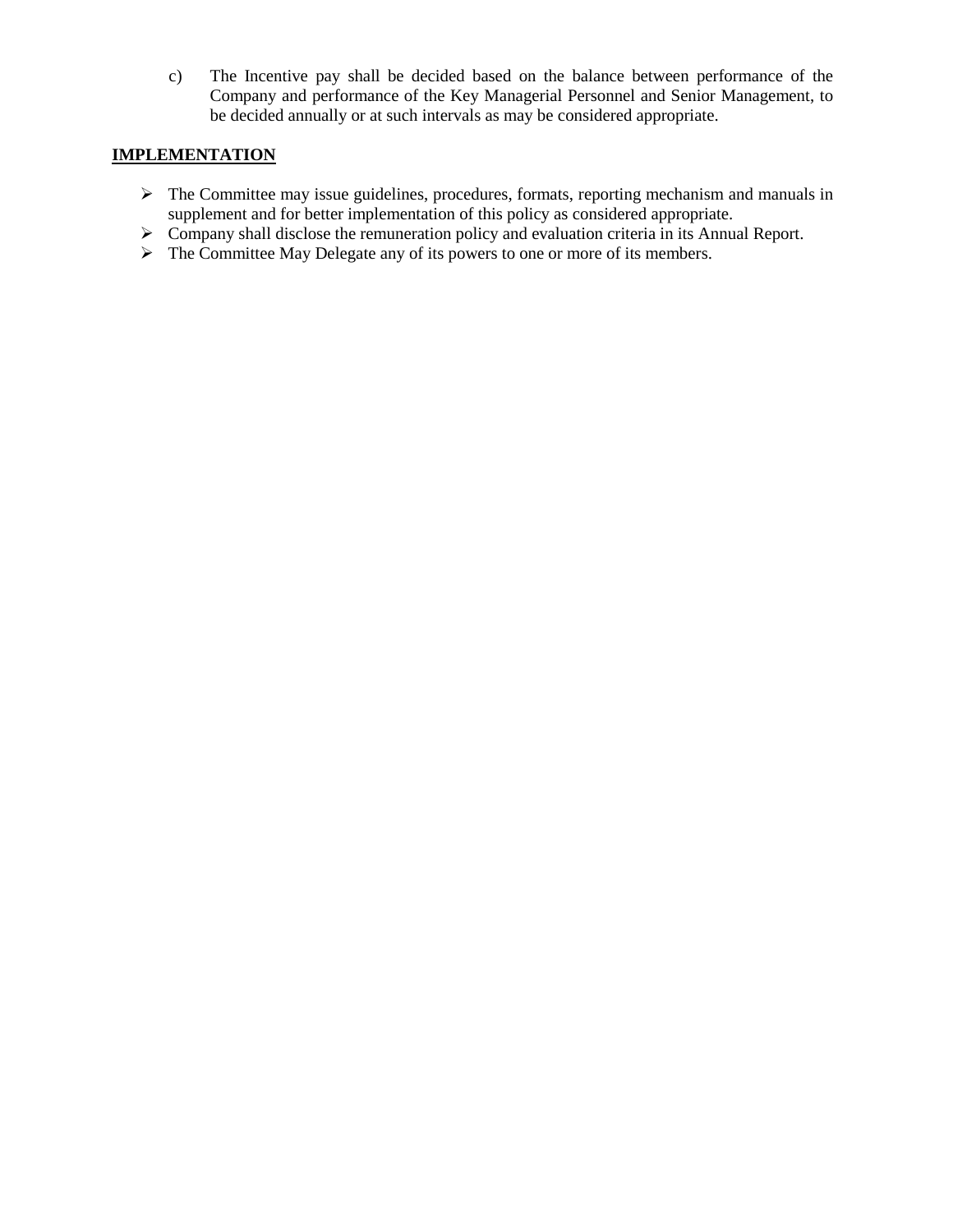c) The Incentive pay shall be decided based on the balance between performance of the Company and performance of the Key Managerial Personnel and Senior Management, to be decided annually or at such intervals as may be considered appropriate.

**IMPLEMENTATION**

- The Committee may issue guidelines, procedures, formats, reporting mechanism and manuals in supplement and for better implementation of this policy as considered appropriate.
- Company shall disclose the remuneration policy and evaluation criteria in its Annual Report.
- The Committee May Delegate any of its powers to one or more of its members.